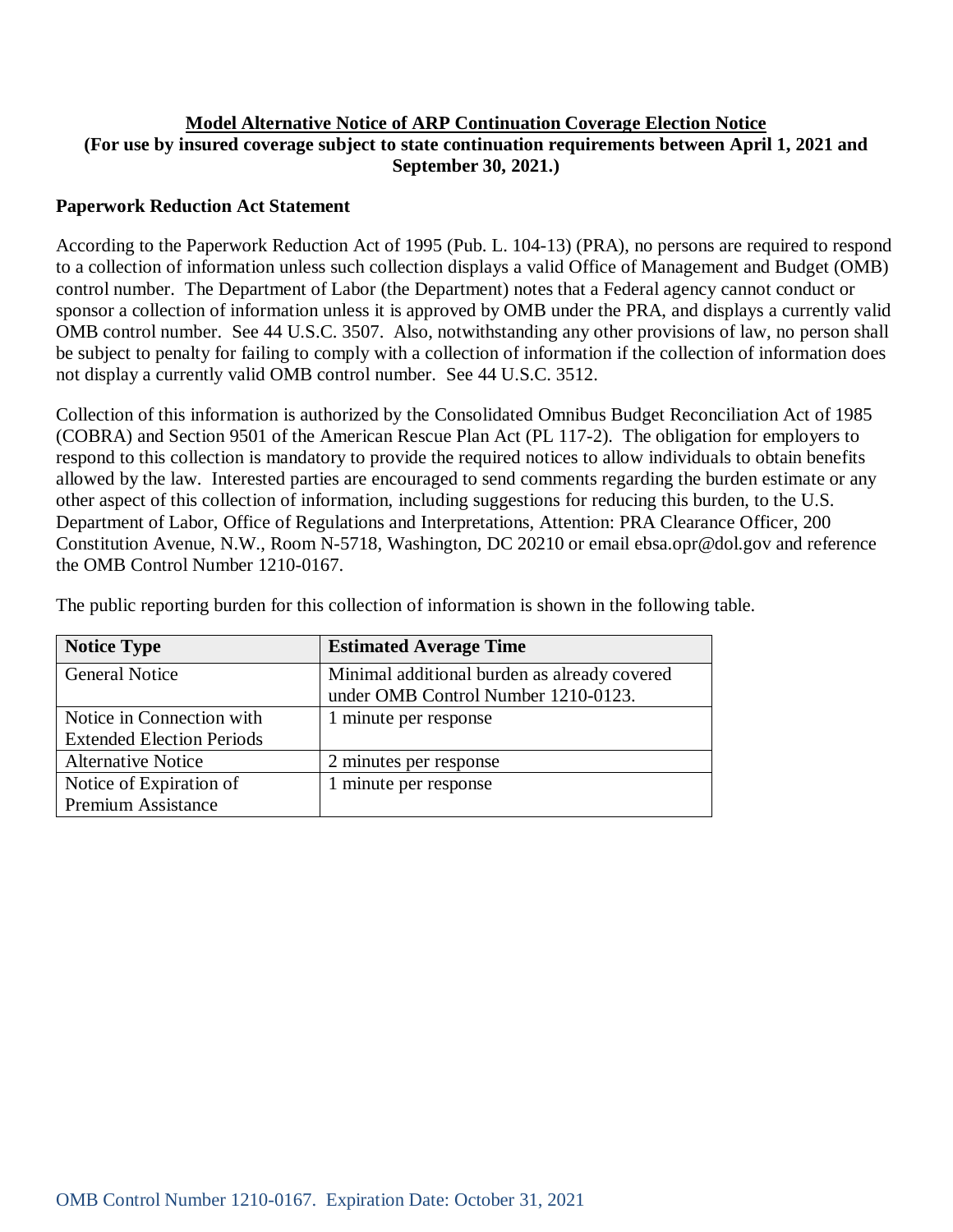# Model Alternative Notice of ARP Continuation Coverage Election Notice

**(For use by insured coverage subject to state continuation requirements between April 1, 2021 and September 30, 2021.)**

**Paperwork Reduction Act Statement**

According to the Paperwork Reduction Act of 1995 (Pub. L. 104-13) (PRA), no persons are required to respond to a collection of information unless such collection displays a valid Office of Management and Budget (OMB) control number. The Department of Labor (the Department) notes that a Federal agency cannot conduct or sponsor a collection of information unless it is approved by OMB under the PRA, and displays a currently valid OMB control number. See 44 U.S.C. 3507. Also, notwithstanding any other provisions of law, no person shall be subject to penalty for failing to comply with a collection of information if the collection of information does not display a currently valid OMB control number. See 44 U.S.C. 3512.

Collection of this information is authorized by the Consolidated Omnibus Budget Reconciliation Act of 1985 (COBRA) and Section 9501 of the American Rescue Plan Act (PL 117-2). The obligation for employers to respond to this collection is mandatory to provide the required notices to allow individuals to obtain benefits allowed by the law. Interested parties are encouraged to send comments regarding the burden estimate or any other aspect of this collection of information, including suggestions for reducing this burden, to the U.S. Department of Labor, Office of Regulations and Interpretations, Attention: PRA Clearance Officer, 200 Constitution Avenue, N.W., Room N-5718, Washington, DC 20210 or email ebsa.opr@dol.gov and reference the OMB Control Number 1210-0167.

The public reporting burden for this collection of information is shown in the following table.

| Notice Type | Estimated Average Time |
|---|---|
| General Notice | Minimal additional burden as already covered under OMB Control Number 1210-0123. |
| Notice in Connection with Extended Election Periods | 1 minute per response |
| Alternative Notice | 2 minutes per response |
| Notice of Expiration of Premium Assistance | 1 minute per response |

OMB Control Number 1210-0167. Expiration Date: October 31, 2021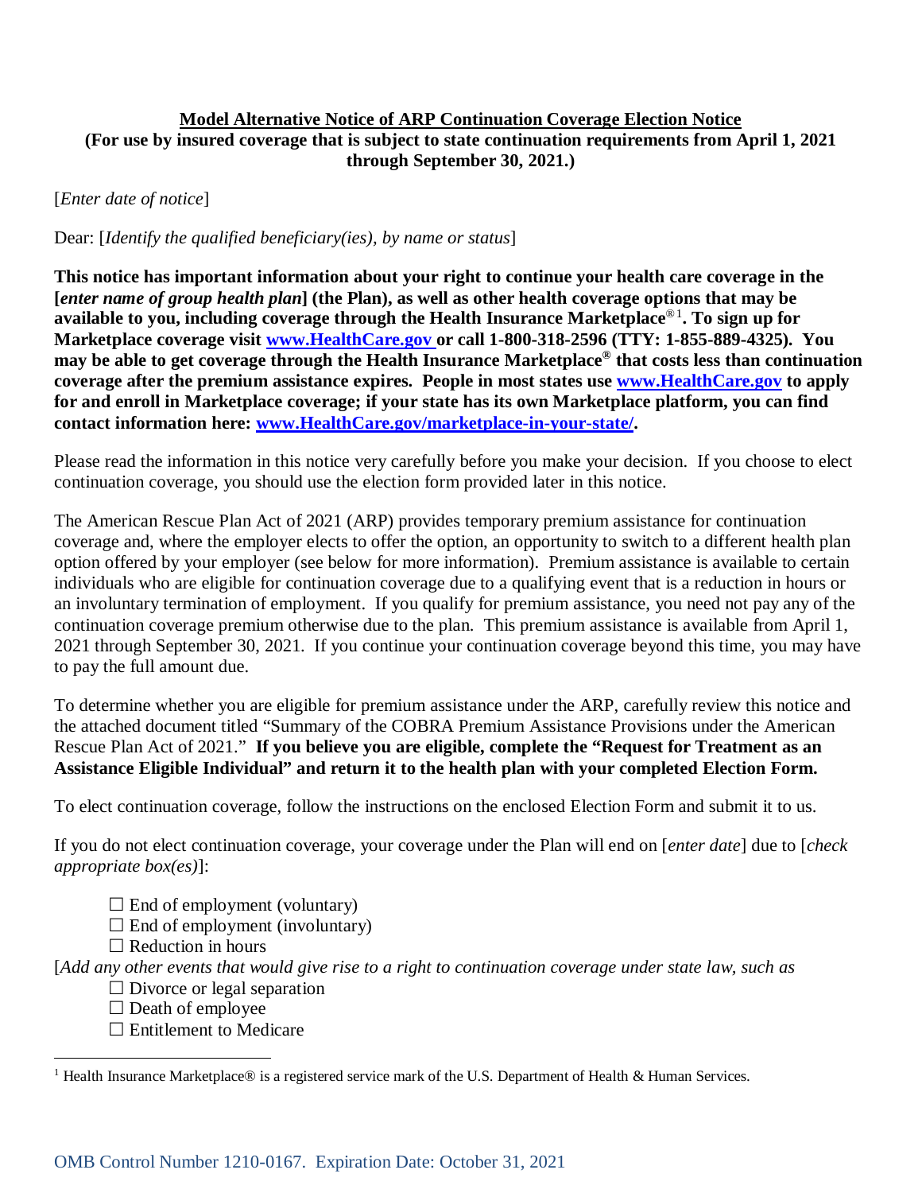**Model Alternative Notice of ARP Continuation Coverage Election Notice**
**(For use by insured coverage that is subject to state continuation requirements from April 1, 2021 through September 30, 2021.)**

[*Enter date of notice*]

Dear: [*Identify the qualified beneficiary(ies), by name or status*]

**This notice has important information about your right to continue your health care coverage in the [*enter name of group health plan*] (the Plan), as well as other health coverage options that may be available to you, including coverage through the Health Insurance Marketplace®[1]. To sign up for Marketplace coverage visit [www.HealthCare.gov](http://www.HealthCare.gov) or call 1-800-318-2596 (TTY: 1-855-889-4325). You may be able to get coverage through the Health Insurance Marketplace® that costs less than continuation coverage after the premium assistance expires. People in most states use [www.HealthCare.gov](http://www.HealthCare.gov) to apply for and enroll in Marketplace coverage; if your state has its own Marketplace platform, you can find contact information here: [www.HealthCare.gov/marketplace-in-your-state/](http://www.HealthCare.gov/marketplace-in-your-state/).**

Please read the information in this notice very carefully before you make your decision. If you choose to elect continuation coverage, you should use the election form provided later in this notice.

The American Rescue Plan Act of 2021 (ARP) provides temporary premium assistance for continuation coverage and, where the employer elects to offer the option, an opportunity to switch to a different health plan option offered by your employer (see below for more information). Premium assistance is available to certain individuals who are eligible for continuation coverage due to a qualifying event that is a reduction in hours or an involuntary termination of employment. If you qualify for premium assistance, you need not pay any of the continuation coverage premium otherwise due to the plan. This premium assistance is available from April 1, 2021 through September 30, 2021. If you continue your continuation coverage beyond this time, you may have to pay the full amount due.

To determine whether you are eligible for premium assistance under the ARP, carefully review this notice and the attached document titled "Summary of the COBRA Premium Assistance Provisions under the American Rescue Plan Act of 2021." **If you believe you are eligible, complete the "Request for Treatment as an Assistance Eligible Individual" and return it to the health plan with your completed Election Form.**

To elect continuation coverage, follow the instructions on the enclosed Election Form and submit it to us.

If you do not elect continuation coverage, your coverage under the Plan will end on [*enter date*] due to [*check appropriate box(es)*]:

- ☐ End of employment (voluntary)
- ☐ End of employment (involuntary)
- ☐ Reduction in hours

[*Add any other events that would give rise to a right to continuation coverage under state law, such as*

- ☐ Divorce or legal separation
- ☐ Death of employee
- ☐ Entitlement to Medicare

[1] Health Insurance Marketplace® is a registered service mark of the U.S. Department of Health & Human Services.

OMB Control Number 1210-0167. Expiration Date: October 31, 2021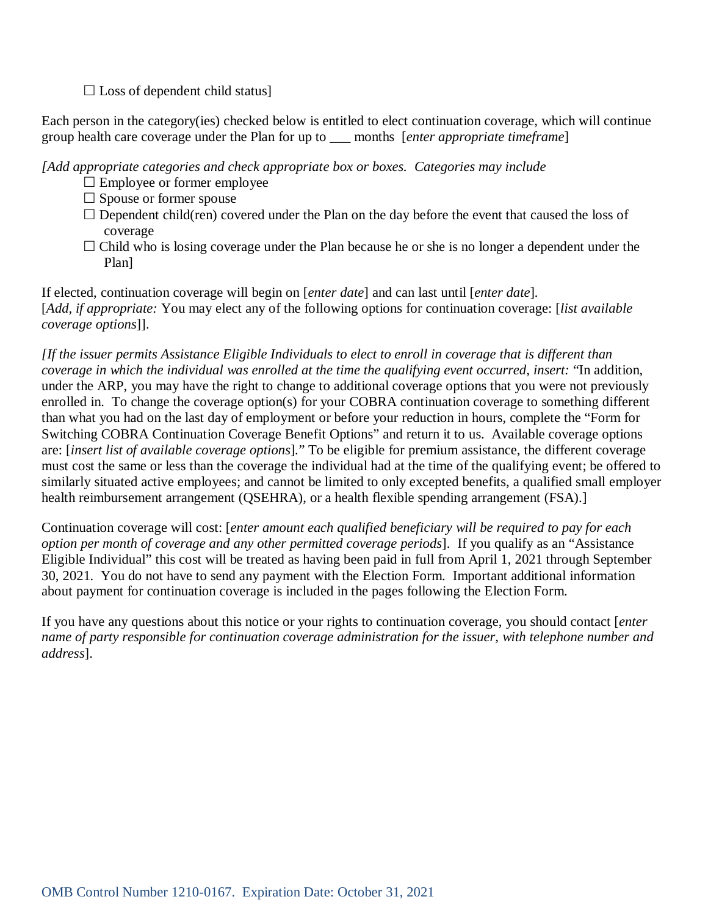☐ Loss of dependent child status]

Each person in the category(ies) checked below is entitled to elect continuation coverage, which will continue group health care coverage under the Plan for up to ___ months [*enter appropriate timeframe*]

*[Add appropriate categories and check appropriate box or boxes. Categories may include*

- ☐ Employee or former employee
- ☐ Spouse or former spouse
- ☐ Dependent child(ren) covered under the Plan on the day before the event that caused the loss of coverage
- ☐ Child who is losing coverage under the Plan because he or she is no longer a dependent under the Plan]

If elected, continuation coverage will begin on [*enter date*] and can last until [*enter date*].
[*Add, if appropriate:* You may elect any of the following options for continuation coverage: [*list available coverage options*]].

*[If the issuer permits Assistance Eligible Individuals to elect to enroll in coverage that is different than coverage in which the individual was enrolled at the time the qualifying event occurred, insert:* "In addition, under the ARP, you may have the right to change to additional coverage options that you were not previously enrolled in. To change the coverage option(s) for your COBRA continuation coverage to something different than what you had on the last day of employment or before your reduction in hours, complete the "Form for Switching COBRA Continuation Coverage Benefit Options" and return it to us. Available coverage options are: [*insert list of available coverage options*]." To be eligible for premium assistance, the different coverage must cost the same or less than the coverage the individual had at the time of the qualifying event; be offered to similarly situated active employees; and cannot be limited to only excepted benefits, a qualified small employer health reimbursement arrangement (QSEHRA), or a health flexible spending arrangement (FSA).]

Continuation coverage will cost: [*enter amount each qualified beneficiary will be required to pay for each option per month of coverage and any other permitted coverage periods*]. If you qualify as an "Assistance Eligible Individual" this cost will be treated as having been paid in full from April 1, 2021 through September 30, 2021. You do not have to send any payment with the Election Form. Important additional information about payment for continuation coverage is included in the pages following the Election Form.

If you have any questions about this notice or your rights to continuation coverage, you should contact [*enter name of party responsible for continuation coverage administration for the issuer, with telephone number and address*].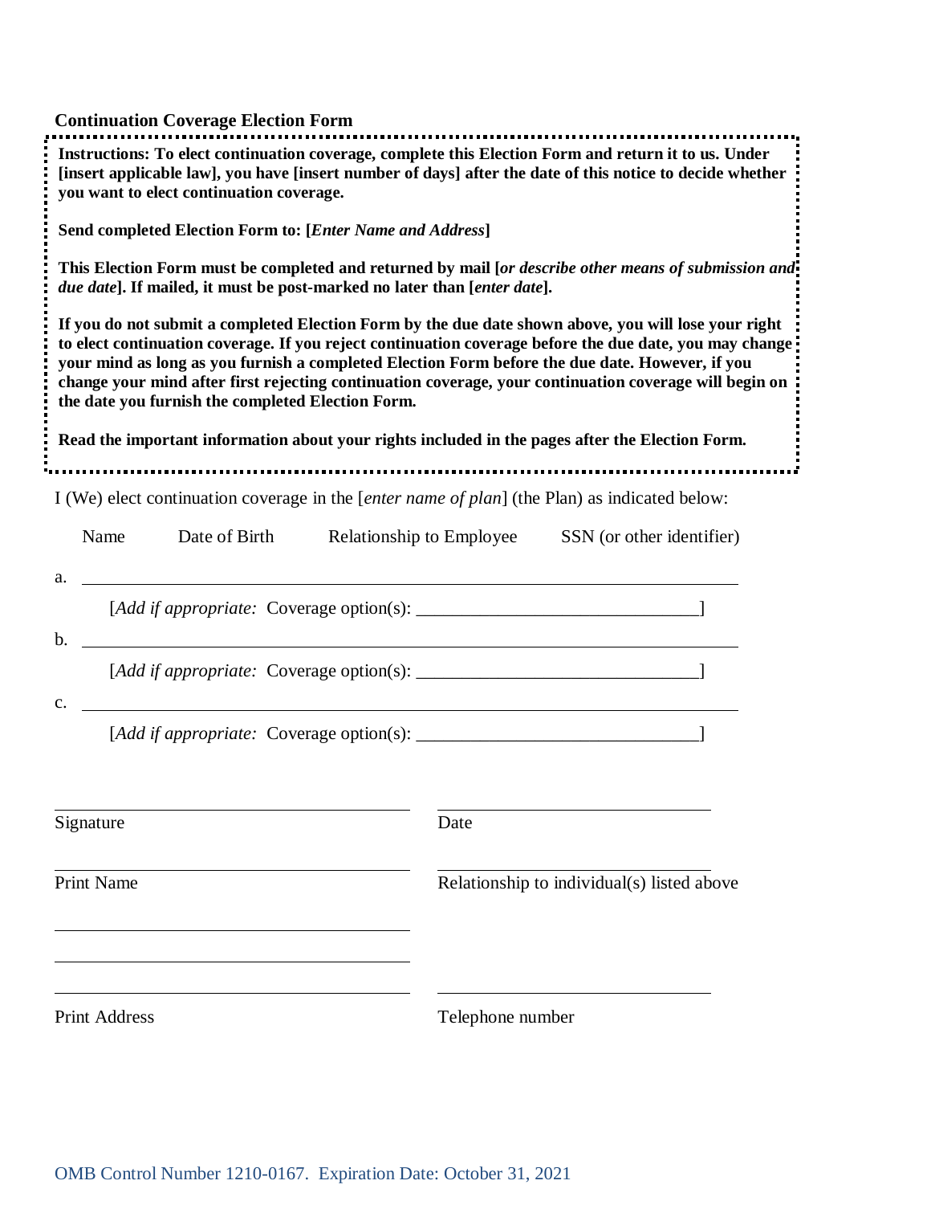## Continuation Coverage Election Form

**Instructions: To elect continuation coverage, complete this Election Form and return it to us. Under [insert applicable law], you have [insert number of days] after the date of this notice to decide whether you want to elect continuation coverage.**

**Send completed Election Form to: [*Enter Name and Address*]**

**This Election Form must be completed and returned by mail [*or describe other means of submission and due date*]. If mailed, it must be post-marked no later than [*enter date*].**

**If you do not submit a completed Election Form by the due date shown above, you will lose your right to elect continuation coverage. If you reject continuation coverage before the due date, you may change your mind as long as you furnish a completed Election Form before the due date. However, if you change your mind after first rejecting continuation coverage, your continuation coverage will begin on the date you furnish the completed Election Form.**

**Read the important information about your rights included in the pages after the Election Form.**

I (We) elect continuation coverage in the [*enter name of plan*] (the Plan) as indicated below:

Name  Date of Birth  Relationship to Employee  SSN (or other identifier)

a. ______________________________________________________________

[*Add if appropriate:* Coverage option(s): ______________________________]

b. ______________________________________________________________

[*Add if appropriate:* Coverage option(s): ______________________________]

c. ______________________________________________________________

[*Add if appropriate:* Coverage option(s): ______________________________]

______________________________  ______________________________
Signature  Date

______________________________  ______________________________
Print Name  Relationship to individual(s) listed above

______________________________

______________________________

______________________________  ______________________________
Print Address  Telephone number

OMB Control Number 1210-0167. Expiration Date: October 31, 2021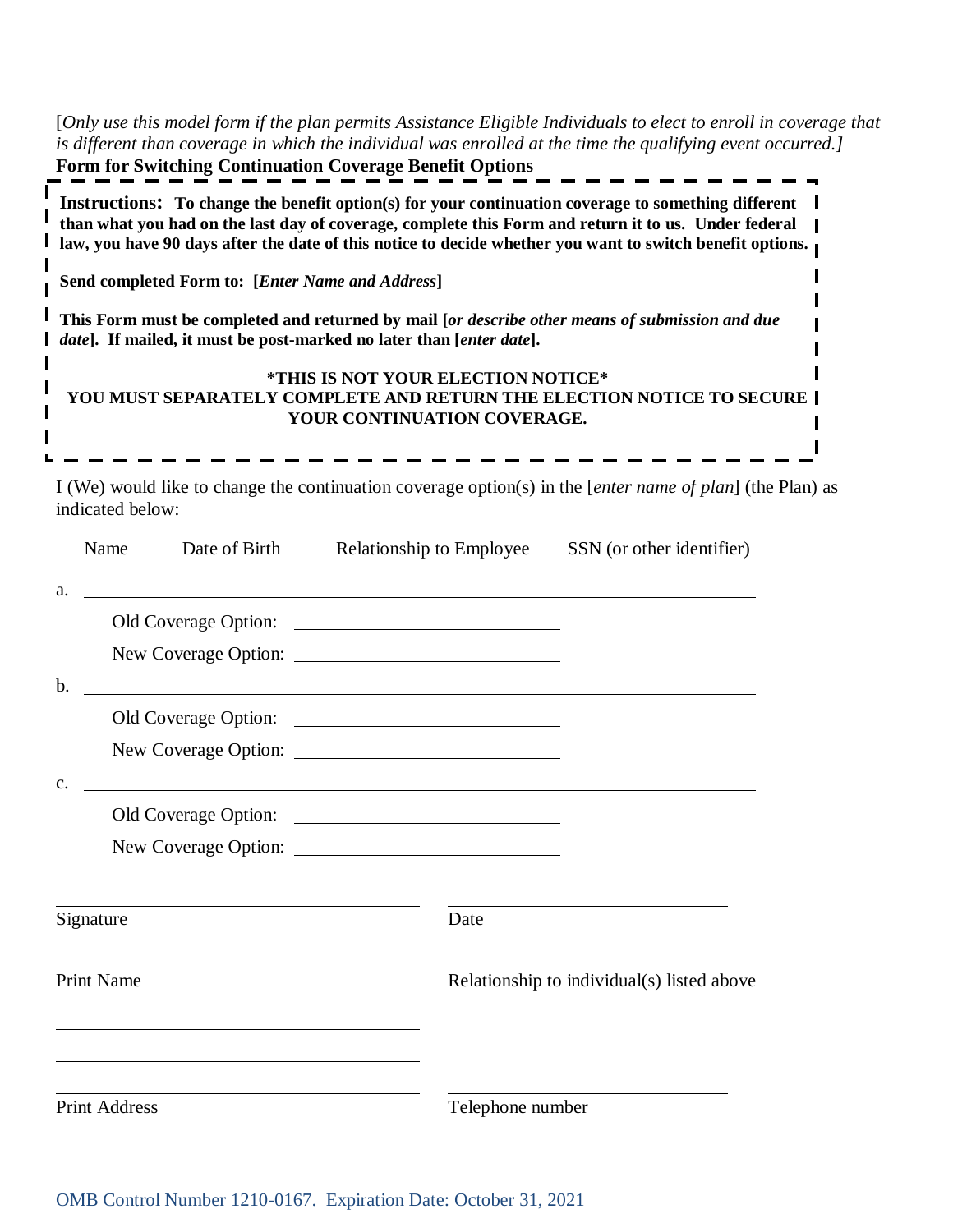[*Only use this model form if the plan permits Assistance Eligible Individuals to elect to enroll in coverage that is different than coverage in which the individual was enrolled at the time the qualifying event occurred.]*

**Form for Switching Continuation Coverage Benefit Options**

**Instructions: To change the benefit option(s) for your continuation coverage to something different than what you had on the last day of coverage, complete this Form and return it to us. Under federal law, you have 90 days after the date of this notice to decide whether you want to switch benefit options.**

**Send completed Form to: [*Enter Name and Address*]**

**This Form must be completed and returned by mail [*or describe other means of submission and due date*]. If mailed, it must be post-marked no later than [*enter date*].**

**\*THIS IS NOT YOUR ELECTION NOTICE\***
**YOU MUST SEPARATELY COMPLETE AND RETURN THE ELECTION NOTICE TO SECURE YOUR CONTINUATION COVERAGE.**

I (We) would like to change the continuation coverage option(s) in the [*enter name of plan*] (the Plan) as indicated below:

Name    Date of Birth    Relationship to Employee    SSN (or other identifier)

a. ______________________________________________

Old Coverage Option: ______________________

New Coverage Option: ______________________

b. ______________________________________________

Old Coverage Option: ______________________

New Coverage Option: ______________________

c. ______________________________________________

Old Coverage Option: ______________________

New Coverage Option: ______________________

______________________ Signature    ______________________ Date

______________________ Print Name    ______________________ Relationship to individual(s) listed above

______________________

______________________

______________________ Print Address    ______________________ Telephone number

OMB Control Number 1210-0167. Expiration Date: October 31, 2021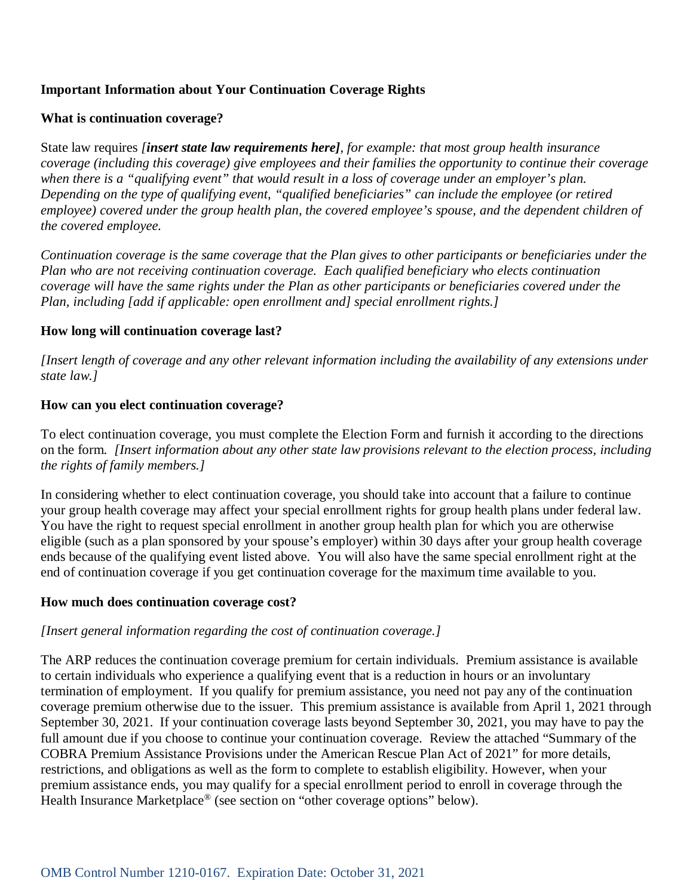**Important Information about Your Continuation Coverage Rights**

**What is continuation coverage?**

State law requires ***[insert state law requirements here]***, *for example: that most group health insurance coverage (including this coverage) give employees and their families the opportunity to continue their coverage when there is a "qualifying event" that would result in a loss of coverage under an employer's plan. Depending on the type of qualifying event, "qualified beneficiaries" can include the employee (or retired employee) covered under the group health plan, the covered employee's spouse, and the dependent children of the covered employee.*

*Continuation coverage is the same coverage that the Plan gives to other participants or beneficiaries under the Plan who are not receiving continuation coverage. Each qualified beneficiary who elects continuation coverage will have the same rights under the Plan as other participants or beneficiaries covered under the Plan, including [add if applicable: open enrollment and] special enrollment rights.]*

**How long will continuation coverage last?**

*[Insert length of coverage and any other relevant information including the availability of any extensions under state law.]*

**How can you elect continuation coverage?**

To elect continuation coverage, you must complete the Election Form and furnish it according to the directions on the form. *[Insert information about any other state law provisions relevant to the election process, including the rights of family members.]*

In considering whether to elect continuation coverage, you should take into account that a failure to continue your group health coverage may affect your special enrollment rights for group health plans under federal law. You have the right to request special enrollment in another group health plan for which you are otherwise eligible (such as a plan sponsored by your spouse's employer) within 30 days after your group health coverage ends because of the qualifying event listed above. You will also have the same special enrollment right at the end of continuation coverage if you get continuation coverage for the maximum time available to you.

**How much does continuation coverage cost?**

*[Insert general information regarding the cost of continuation coverage.]*

The ARP reduces the continuation coverage premium for certain individuals. Premium assistance is available to certain individuals who experience a qualifying event that is a reduction in hours or an involuntary termination of employment. If you qualify for premium assistance, you need not pay any of the continuation coverage premium otherwise due to the issuer. This premium assistance is available from April 1, 2021 through September 30, 2021. If your continuation coverage lasts beyond September 30, 2021, you may have to pay the full amount due if you choose to continue your continuation coverage. Review the attached "Summary of the COBRA Premium Assistance Provisions under the American Rescue Plan Act of 2021" for more details, restrictions, and obligations as well as the form to complete to establish eligibility. However, when your premium assistance ends, you may qualify for a special enrollment period to enroll in coverage through the Health Insurance Marketplace® (see section on "other coverage options" below).

OMB Control Number 1210-0167. Expiration Date: October 31, 2021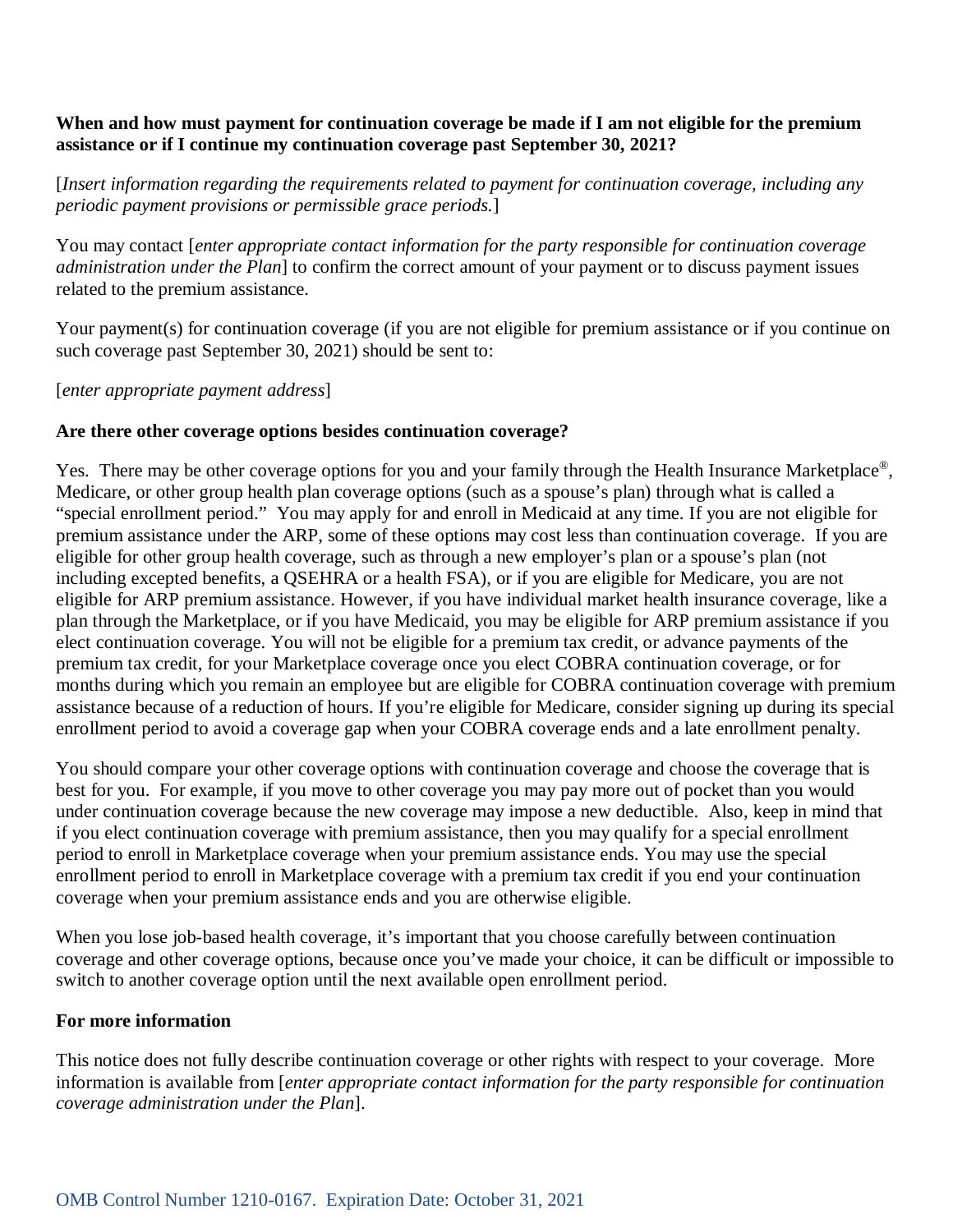**When and how must payment for continuation coverage be made if I am not eligible for the premium assistance or if I continue my continuation coverage past September 30, 2021?**

[*Insert information regarding the requirements related to payment for continuation coverage, including any periodic payment provisions or permissible grace periods.*]

You may contact [*enter appropriate contact information for the party responsible for continuation coverage administration under the Plan*] to confirm the correct amount of your payment or to discuss payment issues related to the premium assistance.

Your payment(s) for continuation coverage (if you are not eligible for premium assistance or if you continue on such coverage past September 30, 2021) should be sent to:

[*enter appropriate payment address*]

**Are there other coverage options besides continuation coverage?**

Yes. There may be other coverage options for you and your family through the Health Insurance Marketplace®, Medicare, or other group health plan coverage options (such as a spouse's plan) through what is called a "special enrollment period." You may apply for and enroll in Medicaid at any time. If you are not eligible for premium assistance under the ARP, some of these options may cost less than continuation coverage. If you are eligible for other group health coverage, such as through a new employer's plan or a spouse's plan (not including excepted benefits, a QSEHRA or a health FSA), or if you are eligible for Medicare, you are not eligible for ARP premium assistance. However, if you have individual market health insurance coverage, like a plan through the Marketplace, or if you have Medicaid, you may be eligible for ARP premium assistance if you elect continuation coverage. You will not be eligible for a premium tax credit, or advance payments of the premium tax credit, for your Marketplace coverage once you elect COBRA continuation coverage, or for months during which you remain an employee but are eligible for COBRA continuation coverage with premium assistance because of a reduction of hours. If you're eligible for Medicare, consider signing up during its special enrollment period to avoid a coverage gap when your COBRA coverage ends and a late enrollment penalty.

You should compare your other coverage options with continuation coverage and choose the coverage that is best for you. For example, if you move to other coverage you may pay more out of pocket than you would under continuation coverage because the new coverage may impose a new deductible. Also, keep in mind that if you elect continuation coverage with premium assistance, then you may qualify for a special enrollment period to enroll in Marketplace coverage when your premium assistance ends. You may use the special enrollment period to enroll in Marketplace coverage with a premium tax credit if you end your continuation coverage when your premium assistance ends and you are otherwise eligible.

When you lose job-based health coverage, it's important that you choose carefully between continuation coverage and other coverage options, because once you've made your choice, it can be difficult or impossible to switch to another coverage option until the next available open enrollment period.

**For more information**

This notice does not fully describe continuation coverage or other rights with respect to your coverage. More information is available from [*enter appropriate contact information for the party responsible for continuation coverage administration under the Plan*].

OMB Control Number 1210-0167. Expiration Date: October 31, 2021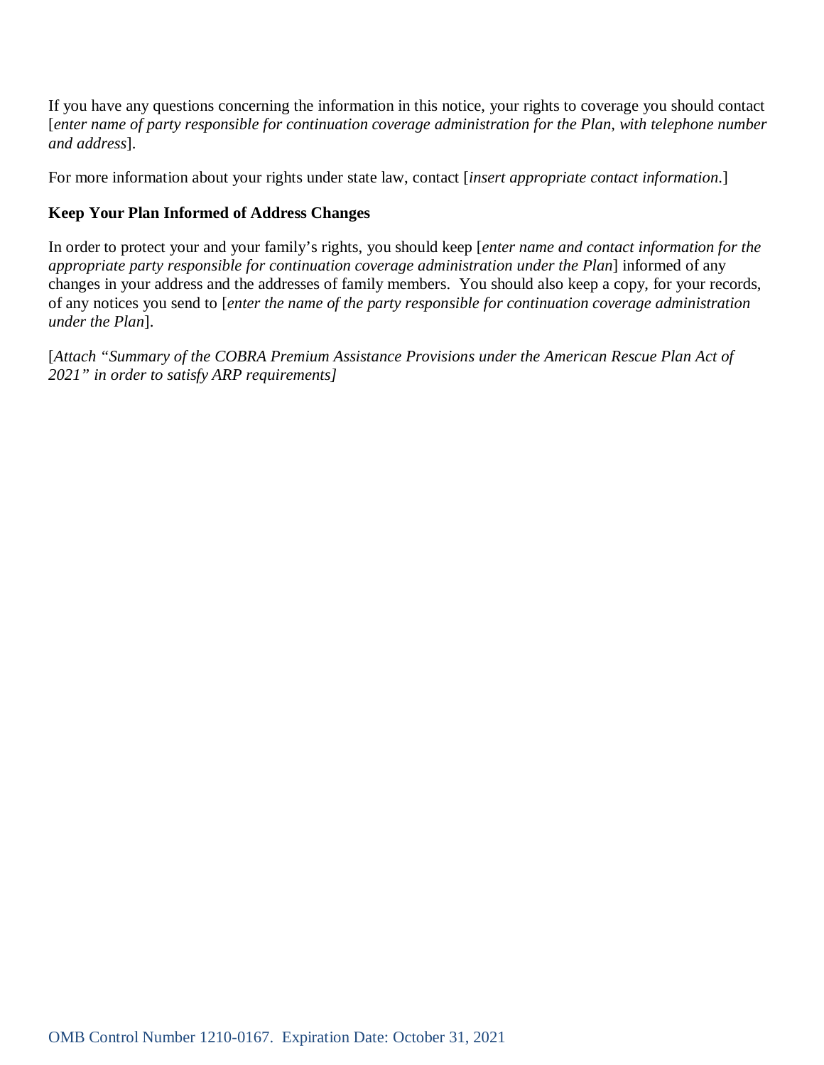If you have any questions concerning the information in this notice, your rights to coverage you should contact [*enter name of party responsible for continuation coverage administration for the Plan, with telephone number and address*].

For more information about your rights under state law, contact [*insert appropriate contact information.*]

**Keep Your Plan Informed of Address Changes**

In order to protect your and your family's rights, you should keep [*enter name and contact information for the appropriate party responsible for continuation coverage administration under the Plan*] informed of any changes in your address and the addresses of family members. You should also keep a copy, for your records, of any notices you send to [*enter the name of the party responsible for continuation coverage administration under the Plan*].

[*Attach "Summary of the COBRA Premium Assistance Provisions under the American Rescue Plan Act of 2021" in order to satisfy ARP requirements]*

OMB Control Number 1210-0167. Expiration Date: October 31, 2021